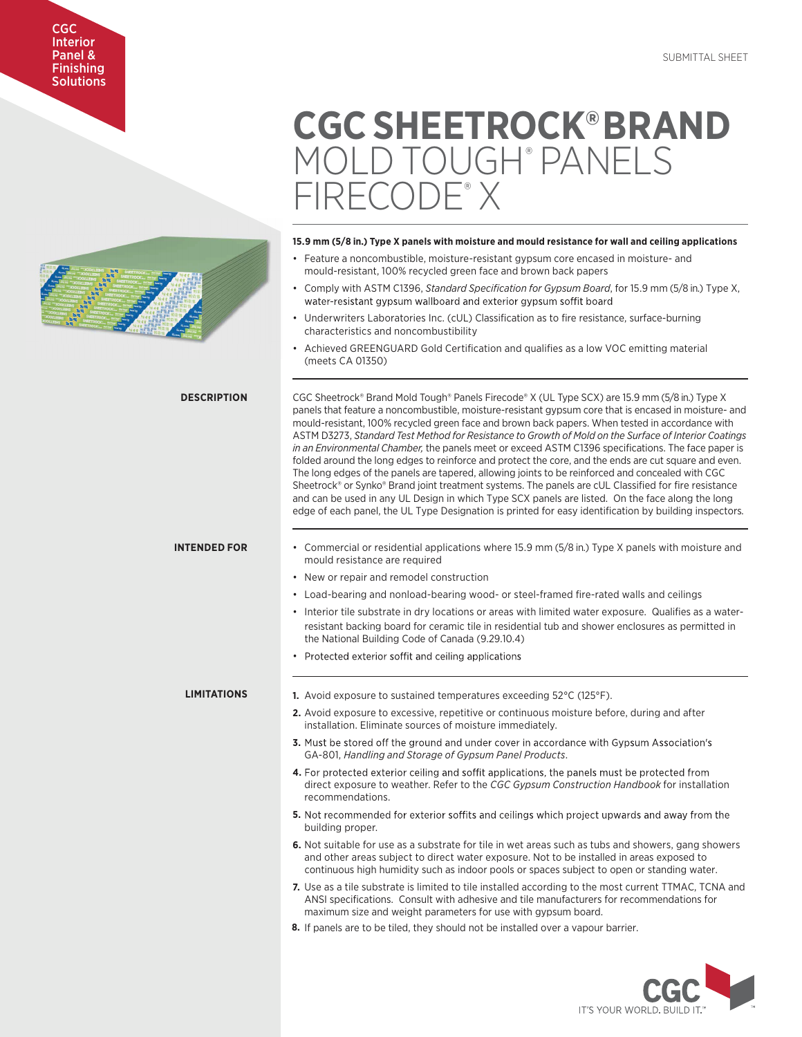CGC Interior Panel & Finishing Solutions

SUBMITTAL SHEET

# CGC SHEETROCK® BRAND MOLD TOUGH® PANELS FIRECODE® X

**15.9 mm (5/8 in.) Type X panels with moisture and mould resistance for wall and ceiling applications**

- Feature a noncombustible, moisture-resistant gypsum core encased in moisture- and mould-resistant, 100% recycled green face and brown back papers
- Comply with ASTM C1396, *Standard Specification for Gypsum Board*, for 15.9 mm (5/8 in.) Type X, water-resistant gypsum wallboard and exterior gypsum soffit board
- Underwriters Laboratories Inc. (cUL) Classification as to fire resistance, surface-burning characteristics and noncombustibility
- Achieved GREENGUARD Gold Certification and qualifies as a low VOC emitting material (meets CA 01350)

## DESCRIPTION

CGC Sheetrock® Brand Mold Tough® Panels Firecode® X (UL Type SCX) are 15.9 mm (5/8 in.) Type X panels that feature a noncombustible, moisture-resistant gypsum core that is encased in moisture- and mould-resistant, 100% recycled green face and brown back papers. When tested in accordance with ASTM D3273, *Standard Test Method for Resistance to Growth of Mold on the Surface of Interior Coatings in an Environmental Chamber,* the panels meet or exceed ASTM C1396 specifications. The face paper is folded around the long edges to reinforce and protect the core, and the ends are cut square and even. The long edges of the panels are tapered, allowing joints to be reinforced and concealed with CGC Sheetrock® or Synko® Brand joint treatment systems. The panels are cUL Classified for fire resistance and can be used in any UL Design in which Type SCX panels are listed. On the face along the long edge of each panel, the UL Type Designation is printed for easy identification by building inspectors.

## INTENDED FOR

- Commercial or residential applications where 15.9 mm (5/8 in.) Type X panels with moisture and mould resistance are required
- New or repair and remodel construction
- Load-bearing and nonload-bearing wood- or steel-framed fire-rated walls and ceilings
- Interior tile substrate in dry locations or areas with limited water exposure. Qualifies as a water-resistant backing board for ceramic tile in residential tub and shower enclosures as permitted in the National Building Code of Canada (9.29.10.4)
- Protected exterior soffit and ceiling applications

## LIMITATIONS

1. Avoid exposure to sustained temperatures exceeding 52°C (125°F).
2. Avoid exposure to excessive, repetitive or continuous moisture before, during and after installation. Eliminate sources of moisture immediately.
3. Must be stored off the ground and under cover in accordance with Gypsum Association's GA-801, *Handling and Storage of Gypsum Panel Products*.
4. For protected exterior ceiling and soffit applications, the panels must be protected from direct exposure to weather. Refer to the *CGC Gypsum Construction Handbook* for installation recommendations.
5. Not recommended for exterior soffits and ceilings which project upwards and away from the building proper.
6. Not suitable for use as a substrate for tile in wet areas such as tubs and showers, gang showers and other areas subject to direct water exposure. Not to be installed in areas exposed to continuous high humidity such as indoor pools or spaces subject to open or standing water.
7. Use as a tile substrate is limited to tile installed according to the most current TTMAC, TCNA and ANSI specifications. Consult with adhesive and tile manufacturers for recommendations for maximum size and weight parameters for use with gypsum board.
8. If panels are to be tiled, they should not be installed over a vapour barrier.

CGC IT'S YOUR WORLD. BUILD IT.™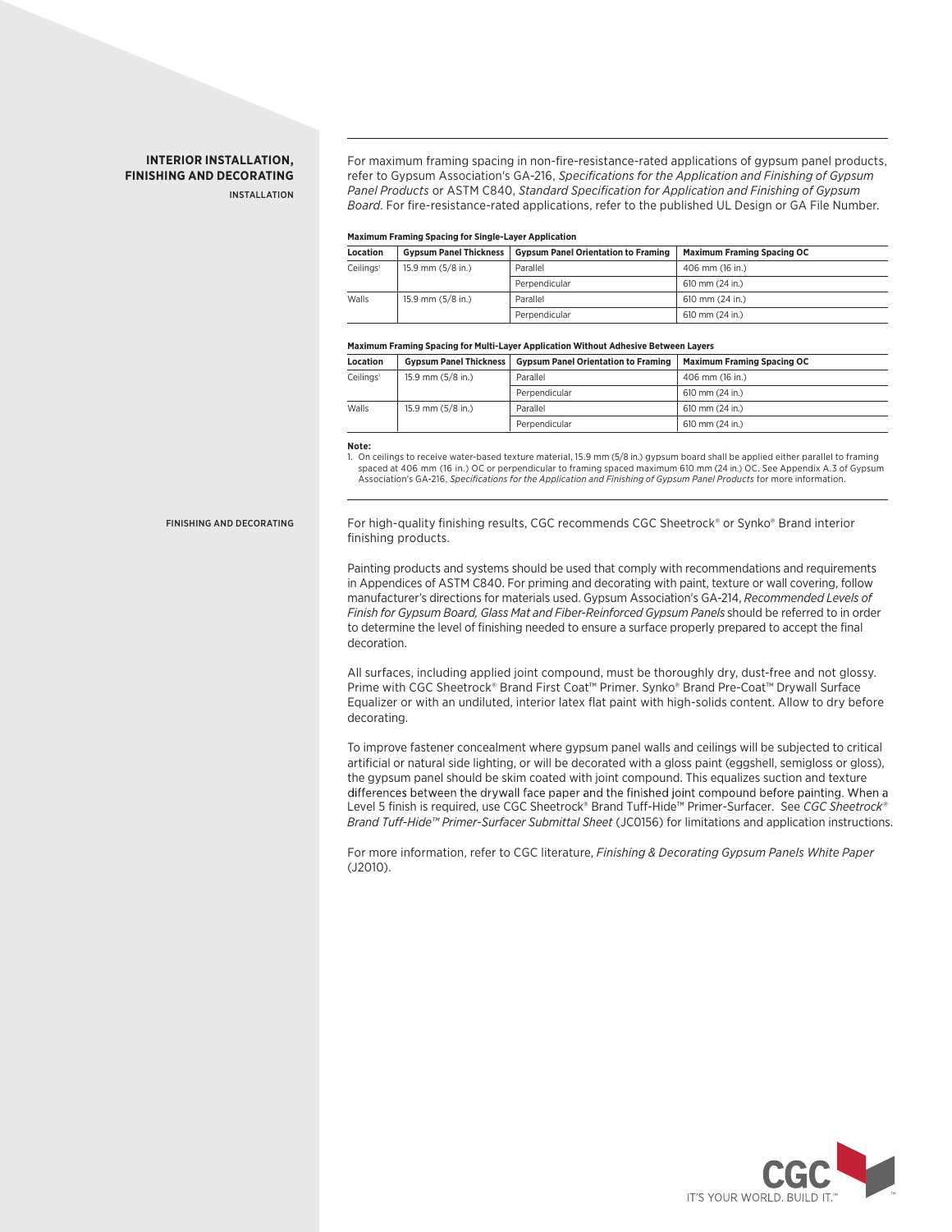## INTERIOR INSTALLATION, FINISHING AND DECORATING

### INSTALLATION

For maximum framing spacing in non-fire-resistance-rated applications of gypsum panel products, refer to Gypsum Association's GA-216, *Specifications for the Application and Finishing of Gypsum Panel Products* or ASTM C840, *Standard Specification for Application and Finishing of Gypsum Board*. For fire-resistance-rated applications, refer to the published UL Design or GA File Number.

**Maximum Framing Spacing for Single-Layer Application**

| Location | Gypsum Panel Thickness | Gypsum Panel Orientation to Framing | Maximum Framing Spacing OC |
|---|---|---|---|
| Ceilings[1] | 15.9 mm (5/8 in.) | Parallel | 406 mm (16 in.) |
| | | Perpendicular | 610 mm (24 in.) |
| Walls | 15.9 mm (5/8 in.) | Parallel | 610 mm (24 in.) |
| | | Perpendicular | 610 mm (24 in.) |

**Maximum Framing Spacing for Multi-Layer Application Without Adhesive Between Layers**

| Location | Gypsum Panel Thickness | Gypsum Panel Orientation to Framing | Maximum Framing Spacing OC |
|---|---|---|---|
| Ceilings[1] | 15.9 mm (5/8 in.) | Parallel | 406 mm (16 in.) |
| | | Perpendicular | 610 mm (24 in.) |
| Walls | 15.9 mm (5/8 in.) | Parallel | 610 mm (24 in.) |
| | | Perpendicular | 610 mm (24 in.) |

**Note:**
1. On ceilings to receive water-based texture material, 15.9 mm (5/8 in.) gypsum board shall be applied either parallel to framing spaced at 406 mm (16 in.) OC or perpendicular to framing spaced maximum 610 mm (24 in.) OC. See Appendix A.3 of Gypsum Association's GA-216, *Specifications for the Application and Finishing of Gypsum Panel Products* for more information.

### FINISHING AND DECORATING

For high-quality finishing results, CGC recommends CGC Sheetrock® or Synko® Brand interior finishing products.

Painting products and systems should be used that comply with recommendations and requirements in Appendices of ASTM C840. For priming and decorating with paint, texture or wall covering, follow manufacturer's directions for materials used. Gypsum Association's GA-214, *Recommended Levels of Finish for Gypsum Board, Glass Mat and Fiber-Reinforced Gypsum Panels* should be referred to in order to determine the level of finishing needed to ensure a surface properly prepared to accept the final decoration.

All surfaces, including applied joint compound, must be thoroughly dry, dust-free and not glossy. Prime with CGC Sheetrock® Brand First Coat™ Primer. Synko® Brand Pre-Coat™ Drywall Surface Equalizer or with an undiluted, interior latex flat paint with high-solids content. Allow to dry before decorating.

To improve fastener concealment where gypsum panel walls and ceilings will be subjected to critical artificial or natural side lighting, or will be decorated with a gloss paint (eggshell, semigloss or gloss), the gypsum panel should be skim coated with joint compound. This equalizes suction and texture differences between the drywall face paper and the finished joint compound before painting. When a Level 5 finish is required, use CGC Sheetrock® Brand Tuff-Hide™ Primer-Surfacer. See *CGC Sheetrock® Brand Tuff-Hide™ Primer-Surfacer Submittal Sheet* (JC0156) for limitations and application instructions.

For more information, refer to CGC literature, *Finishing & Decorating Gypsum Panels White Paper* (J2010).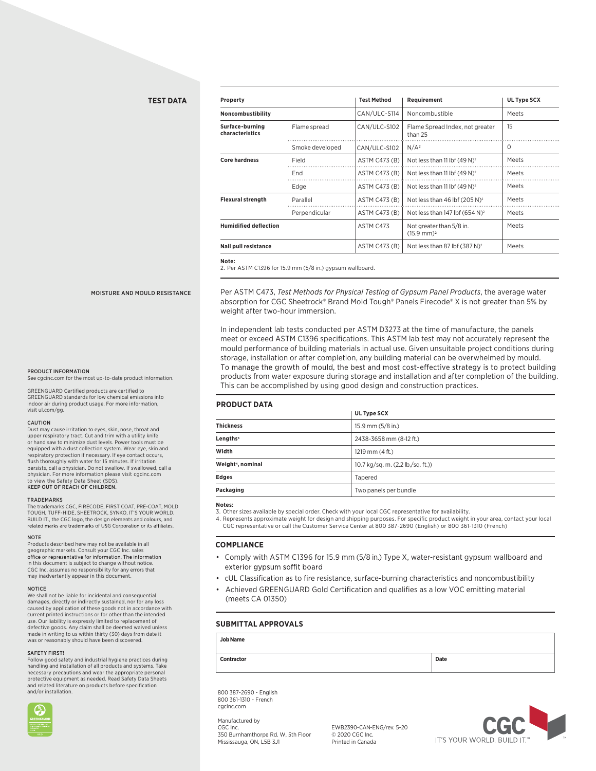## TEST DATA

| Property | | Test Method | Requirement | UL Type SCX |
|---|---|---|---|---|
| **Noncombustibility** | | CAN/ULC-S114 | Noncombustible | Meets |
| **Surface-burning characteristics** | Flame spread | CAN/ULC-S102 | Flame Spread Index, not greater than 25 | 15 |
| | Smoke developed | CAN/ULC-S102 | N/A[2] | 0 |
| **Core hardness** | Field | ASTM C473 (B) | Not less than 11 lbf (49 N)[2] | Meets |
| | End | ASTM C473 (B) | Not less than 11 lbf (49 N)[2] | Meets |
| | Edge | ASTM C473 (B) | Not less than 11 lbf (49 N)[2] | Meets |
| **Flexural strength** | Parallel | ASTM C473 (B) | Not less than 46 lbf (205 N)[2] | Meets |
| | Perpendicular | ASTM C473 (B) | Not less than 147 lbf (654 N)[2] | Meets |
| **Humidified deflection** | | ASTM C473 | Not greater than 5/8 in. (15.9 mm)[2] | Meets |
| **Nail pull resistance** | | ASTM C473 (B) | Not less than 87 lbf (387 N)[2] | Meets |

**Note:**
2. Per ASTM C1396 for 15.9 mm (5/8 in.) gypsum wallboard.

## MOISTURE AND MOULD RESISTANCE

Per ASTM C473, *Test Methods for Physical Testing of Gypsum Panel Products*, the average water absorption for CGC Sheetrock® Brand Mold Tough® Panels Firecode® X is not greater than 5% by weight after two-hour immersion.

In independent lab tests conducted per ASTM D3273 at the time of manufacture, the panels meet or exceed ASTM C1396 specifications. This ASTM lab test may not accurately represent the mould performance of building materials in actual use. Given unsuitable project conditions during storage, installation or after completion, any building material can be overwhelmed by mould. To manage the growth of mould, the best and most cost-effective strategy is to protect building products from water exposure during storage and installation and after completion of the building. This can be accomplished by using good design and construction practices.

## PRODUCT DATA

| | UL Type SCX |
|---|---|
| **Thickness** | 15.9 mm (5/8 in.) |
| **Lengths**[3] | 2438-3658 mm (8-12 ft.) |
| **Width** | 1219 mm (4 ft.) |
| **Weight**[4]**, nominal** | 10.7 kg/sq. m. (2.2 lb./sq. ft.)) |
| **Edges** | Tapered |
| **Packaging** | Two panels per bundle |

**Notes:**
3. Other sizes available by special order. Check with your local CGC representative for availability.
4. Represents approximate weight for design and shipping purposes. For specific product weight in your area, contact your local CGC representative or call the Customer Service Center at 800 387-2690 (English) or 800 361-1310 (French)

## COMPLIANCE

- Comply with ASTM C1396 for 15.9 mm (5/8 in.) Type X, water-resistant gypsum wallboard and exterior gypsum soffit board
- cUL Classification as to fire resistance, surface-burning characteristics and noncombustibility
- Achieved GREENGUARD Gold Certification and qualifies as a low VOC emitting material (meets CA 01350)

## SUBMITTAL APPROVALS

| Job Name | |
|---|---|
| Contractor | Date |

### PRODUCT INFORMATION
See cgcinc.com for the most up-to-date product information.

GREENGUARD Certified products are certified to GREENGUARD standards for low chemical emissions into indoor air during product usage. For more information, visit ul.com/gg.

### CAUTION
Dust may cause irritation to eyes, skin, nose, throat and upper respiratory tract. Cut and trim with a utility knife or hand saw to minimize dust levels. Power tools must be equipped with a dust collection system. Wear eye, skin and respiratory protection if necessary. If eye contact occurs, flush thoroughly with water for 15 minutes. If irritation persists, call a physician. Do not swallow. If swallowed, call a physician. For more information please visit cgcinc.com to view the Safety Data Sheet (SDS).
**KEEP OUT OF REACH OF CHILDREN.**

### TRADEMARKS
The trademarks CGC, FIRECODE, FIRST COAT, PRE-COAT, MOLD TOUGH, TUFF-HIDE, SHEETROCK, SYNKO, IT'S YOUR WORLD. BUILD IT., the CGC logo, the design elements and colours, and related marks are trademarks of USG Corporation or its affiliates.

### NOTE
Products described here may not be available in all geographic markets. Consult your CGC Inc. sales office or representative for information. The information in this document is subject to change without notice. CGC Inc. assumes no responsibility for any errors that may inadvertently appear in this document.

### NOTICE
We shall not be liable for incidental and consequential damages, directly or indirectly sustained, nor for any loss caused by application of these goods not in accordance with current printed instructions or for other than the intended use. Our liability is expressly limited to replacement of defective goods. Any claim shall be deemed waived unless made in writing to us within thirty (30) days from date it was or reasonably should have been discovered.

### SAFETY FIRST!
Follow good safety and industrial hygiene practices during handling and installation of all products and systems. Take necessary precautions and wear the appropriate personal protective equipment as needed. Read Safety Data Sheets and related literature on products before specification and/or installation.

800 387-2690 - English
800 361-1310 - French
cgcinc.com

Manufactured by
CGC Inc.
350 Burnhamthorpe Rd. W, 5th Floor
Mississauga, ON, L5B 3J1

EWB2390-CAN-ENG/rev. 5-20
© 2020 CGC Inc.
Printed in Canada

CGC
IT'S YOUR WORLD. BUILD IT.™